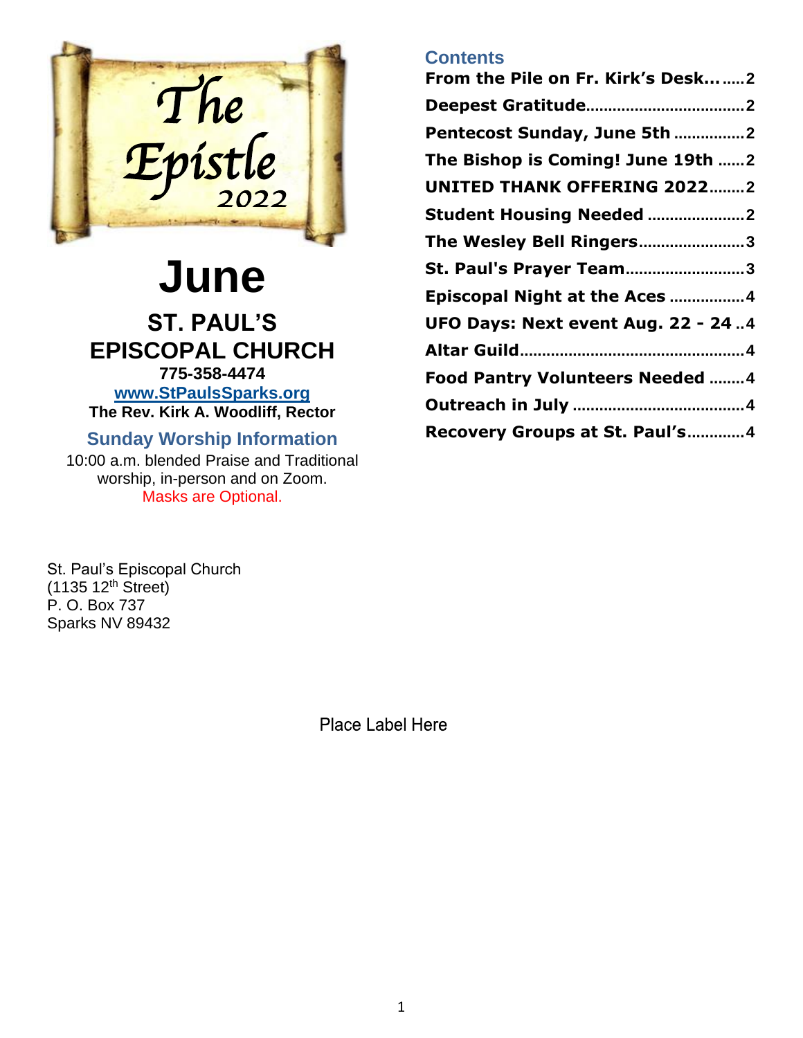# The Epistle 2022

# June

## ST. PAUL'S EPISCOPAL CHURCH

**775-358-4474**

**[www.StPaulsSparks.org](http://www.StPaulsSparks.org)**

**The Rev. Kirk A. Woodliff, Rector**

### Sunday Worship Information

10:00 a.m. blended Praise and Traditional worship, in-person and on Zoom.
Masks are Optional.

### Contents

- **From the Pile on Fr. Kirk's Desk... 2**
- **Deepest Gratitude 2**
- **Pentecost Sunday, June 5th 2**
- **The Bishop is Coming! June 19th 2**
- **UNITED THANK OFFERING 2022 2**
- **Student Housing Needed 2**
- **The Wesley Bell Ringers 3**
- **St. Paul's Prayer Team 3**
- **Episcopal Night at the Aces 4**
- **UFO Days: Next event Aug. 22 - 24 4**
- **Altar Guild 4**
- **Food Pantry Volunteers Needed 4**
- **Outreach in July 4**
- **Recovery Groups at St. Paul's 4**

St. Paul's Episcopal Church
(1135 12th Street)
P. O. Box 737
Sparks NV 89432

Place Label Here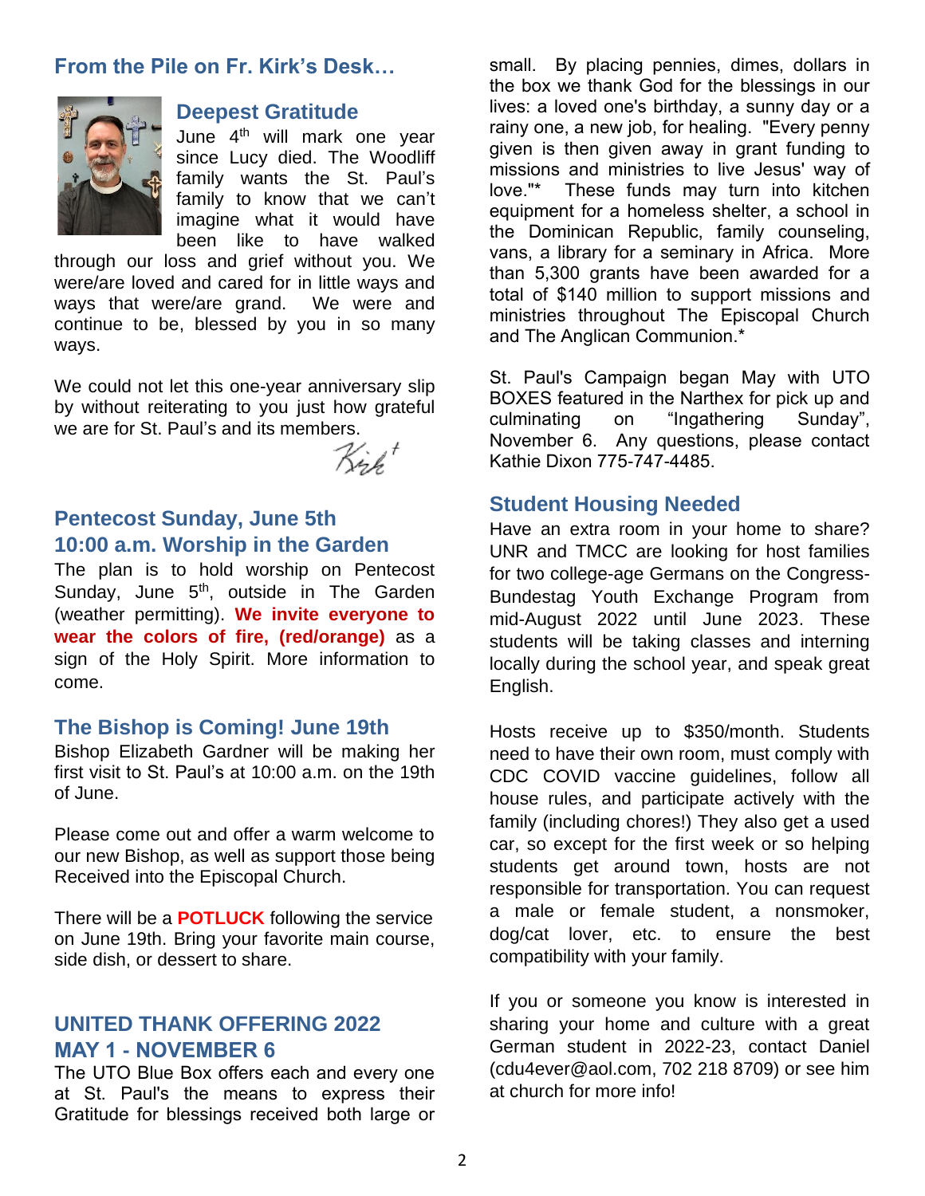## From the Pile on Fr. Kirk's Desk…

### Deepest Gratitude

June 4th will mark one year since Lucy died. The Woodliff family wants the St. Paul's family to know that we can't imagine what it would have been like to have walked through our loss and grief without you. We were/are loved and cared for in little ways and ways that were/are grand. We were and continue to be, blessed by you in so many ways.

We could not let this one-year anniversary slip by without reiterating to you just how grateful we are for St. Paul's and its members.

Kirk†

### Pentecost Sunday, June 5th 10:00 a.m. Worship in the Garden

The plan is to hold worship on Pentecost Sunday, June 5th, outside in The Garden (weather permitting). **We invite everyone to wear the colors of fire, (red/orange)** as a sign of the Holy Spirit. More information to come.

### The Bishop is Coming! June 19th

Bishop Elizabeth Gardner will be making her first visit to St. Paul's at 10:00 a.m. on the 19th of June.

Please come out and offer a warm welcome to our new Bishop, as well as support those being Received into the Episcopal Church.

There will be a **POTLUCK** following the service on June 19th. Bring your favorite main course, side dish, or dessert to share.

### UNITED THANK OFFERING 2022 MAY 1 - NOVEMBER 6

The UTO Blue Box offers each and every one at St. Paul's the means to express their Gratitude for blessings received both large or small. By placing pennies, dimes, dollars in the box we thank God for the blessings in our lives: a loved one's birthday, a sunny day or a rainy one, a new job, for healing. "Every penny given is then given away in grant funding to missions and ministries to live Jesus' way of love."* These funds may turn into kitchen equipment for a homeless shelter, a school in the Dominican Republic, family counseling, vans, a library for a seminary in Africa. More than 5,300 grants have been awarded for a total of $140 million to support missions and ministries throughout The Episcopal Church and The Anglican Communion.*

St. Paul's Campaign began May with UTO BOXES featured in the Narthex for pick up and culminating on "Ingathering Sunday", November 6. Any questions, please contact Kathie Dixon 775-747-4485.

### Student Housing Needed

Have an extra room in your home to share? UNR and TMCC are looking for host families for two college-age Germans on the Congress-Bundestag Youth Exchange Program from mid-August 2022 until June 2023. These students will be taking classes and interning locally during the school year, and speak great English.

Hosts receive up to $350/month. Students need to have their own room, must comply with CDC COVID vaccine guidelines, follow all house rules, and participate actively with the family (including chores!) They also get a used car, so except for the first week or so helping students get around town, hosts are not responsible for transportation. You can request a male or female student, a nonsmoker, dog/cat lover, etc. to ensure the best compatibility with your family.

If you or someone you know is interested in sharing your home and culture with a great German student in 2022-23, contact Daniel (cdu4ever@aol.com, 702 218 8709) or see him at church for more info!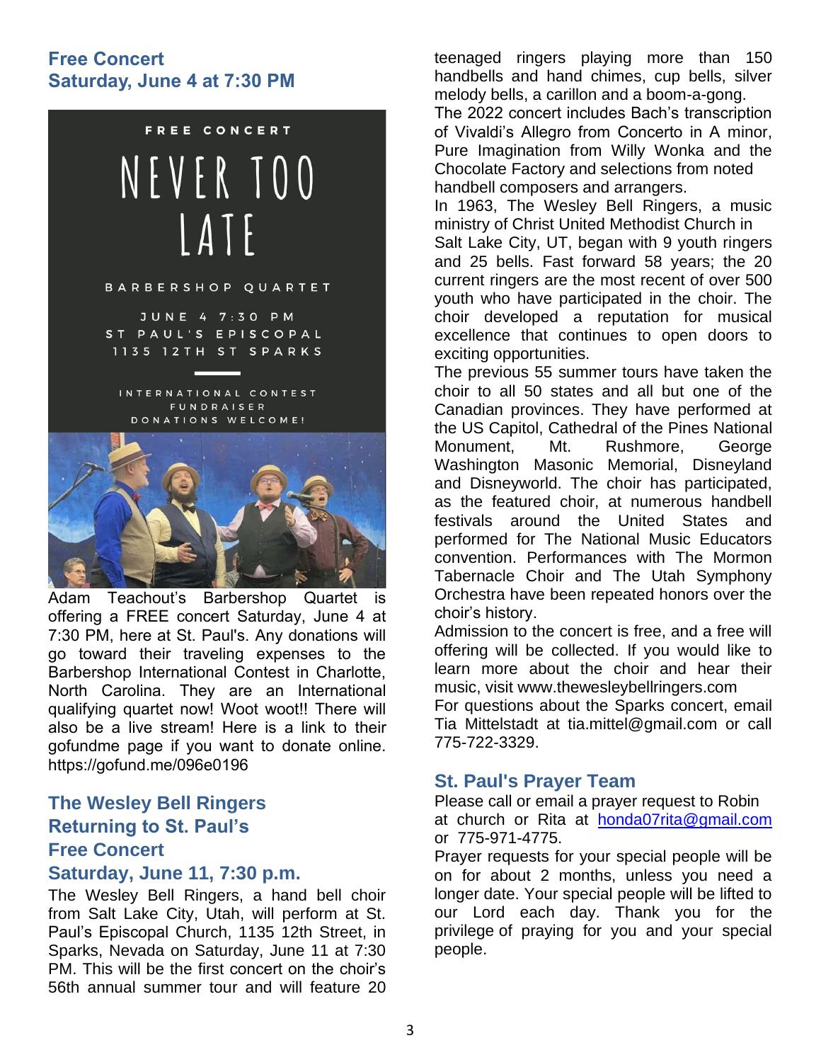## Free Concert
## Saturday, June 4 at 7:30 PM

FREE CONCERT

NEVER TOO LATE

BARBERSHOP QUARTET

JUNE 4 7:30 PM
ST PAUL'S EPISCOPAL
1135 12TH ST SPARKS

INTERNATIONAL CONTEST
FUNDRAISER
DONATIONS WELCOME!

Adam Teachout's Barbershop Quartet is offering a FREE concert Saturday, June 4 at 7:30 PM, here at St. Paul's. Any donations will go toward their traveling expenses to the Barbershop International Contest in Charlotte, North Carolina. They are an International qualifying quartet now! Woot woot!! There will also be a live stream! Here is a link to their gofundme page if you want to donate online. https://gofund.me/096e0196

## The Wesley Bell Ringers Returning to St. Paul's Free Concert
## Saturday, June 11, 7:30 p.m.

The Wesley Bell Ringers, a hand bell choir from Salt Lake City, Utah, will perform at St. Paul's Episcopal Church, 1135 12th Street, in Sparks, Nevada on Saturday, June 11 at 7:30 PM. This will be the first concert on the choir's 56th annual summer tour and will feature 20 teenaged ringers playing more than 150 handbells and hand chimes, cup bells, silver melody bells, a carillon and a boom-a-gong.

The 2022 concert includes Bach's transcription of Vivaldi's Allegro from Concerto in A minor, Pure Imagination from Willy Wonka and the Chocolate Factory and selections from noted handbell composers and arrangers.

In 1963, The Wesley Bell Ringers, a music ministry of Christ United Methodist Church in Salt Lake City, UT, began with 9 youth ringers and 25 bells. Fast forward 58 years; the 20 current ringers are the most recent of over 500 youth who have participated in the choir. The choir developed a reputation for musical excellence that continues to open doors to exciting opportunities.

The previous 55 summer tours have taken the choir to all 50 states and all but one of the Canadian provinces. They have performed at the US Capitol, Cathedral of the Pines National Monument, Mt. Rushmore, George Washington Masonic Memorial, Disneyland and Disneyworld. The choir has participated, as the featured choir, at numerous handbell festivals around the United States and performed for The National Music Educators convention. Performances with The Mormon Tabernacle Choir and The Utah Symphony Orchestra have been repeated honors over the choir's history.

Admission to the concert is free, and a free will offering will be collected. If you would like to learn more about the choir and hear their music, visit www.thewesleybellringers.com

For questions about the Sparks concert, email Tia Mittelstadt at tia.mittel@gmail.com or call 775-722-3329.

## St. Paul's Prayer Team

Please call or email a prayer request to Robin at church or Rita at honda07rita@gmail.com or 775-971-4775.

Prayer requests for your special people will be on for about 2 months, unless you need a longer date. Your special people will be lifted to our Lord each day. Thank you for the privilege of praying for you and your special people.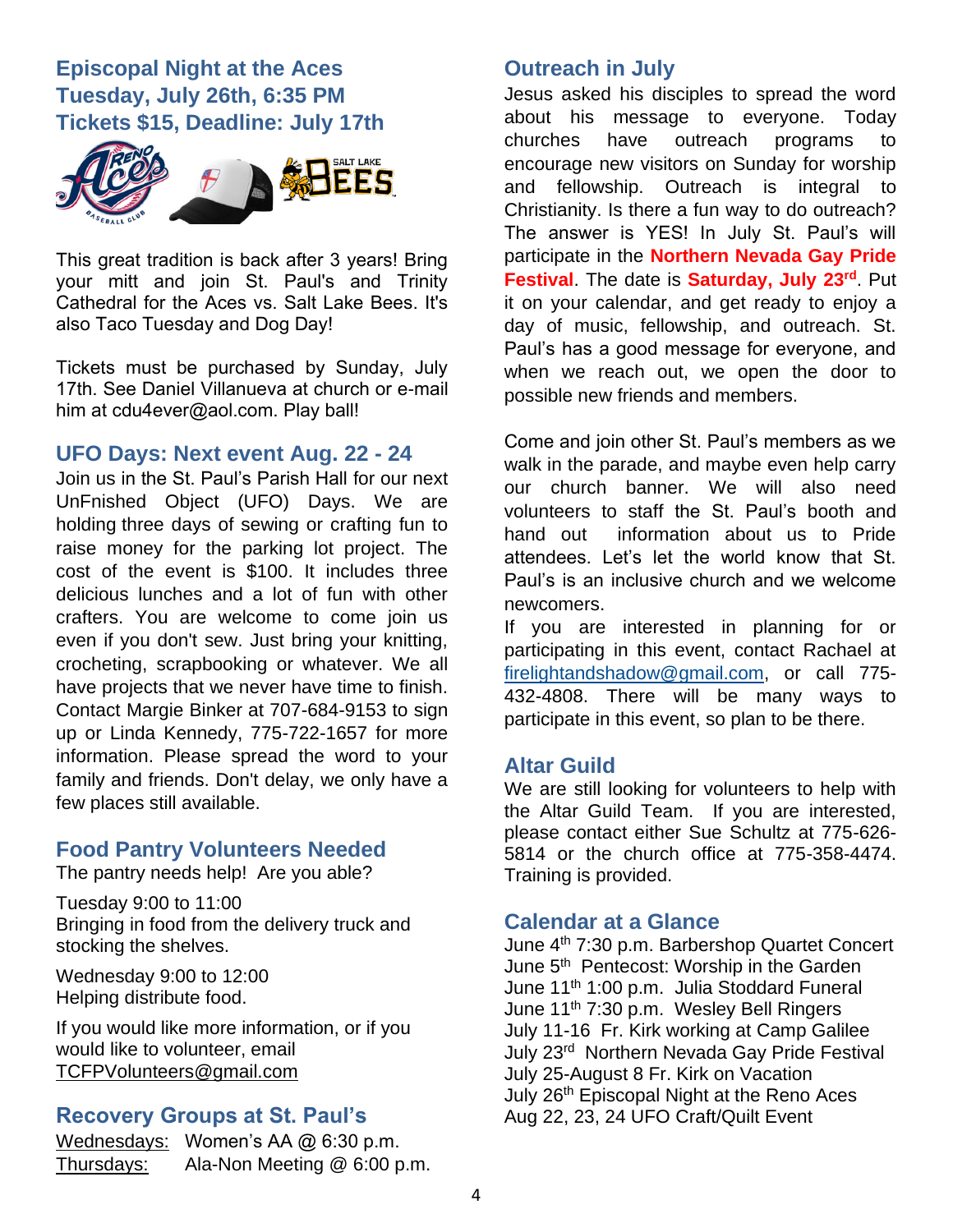## Episcopal Night at the Aces
## Tuesday, July 26th, 6:35 PM
## Tickets $15, Deadline: July 17th

This great tradition is back after 3 years! Bring your mitt and join St. Paul's and Trinity Cathedral for the Aces vs. Salt Lake Bees. It's also Taco Tuesday and Dog Day!

Tickets must be purchased by Sunday, July 17th. See Daniel Villanueva at church or e-mail him at cdu4ever@aol.com. Play ball!

## UFO Days: Next event Aug. 22 - 24

Join us in the St. Paul's Parish Hall for our next UnFnished Object (UFO) Days. We are holding three days of sewing or crafting fun to raise money for the parking lot project. The cost of the event is $100. It includes three delicious lunches and a lot of fun with other crafters. You are welcome to come join us even if you don't sew. Just bring your knitting, crocheting, scrapbooking or whatever. We all have projects that we never have time to finish. Contact Margie Binker at 707-684-9153 to sign up or Linda Kennedy, 775-722-1657 for more information. Please spread the word to your family and friends. Don't delay, we only have a few places still available.

## Food Pantry Volunteers Needed

The pantry needs help! Are you able?

Tuesday 9:00 to 11:00
Bringing in food from the delivery truck and stocking the shelves.

Wednesday 9:00 to 12:00
Helping distribute food.

If you would like more information, or if you would like to volunteer, email TCFPVolunteers@gmail.com

## Recovery Groups at St. Paul's

Wednesdays: Women's AA @ 6:30 p.m.
Thursdays: Ala-Non Meeting @ 6:00 p.m.

## Outreach in July

Jesus asked his disciples to spread the word about his message to everyone. Today churches have outreach programs to encourage new visitors on Sunday for worship and fellowship. Outreach is integral to Christianity. Is there a fun way to do outreach? The answer is YES! In July St. Paul's will participate in the **Northern Nevada Gay Pride Festival**. The date is **Saturday, July 23rd**. Put it on your calendar, and get ready to enjoy a day of music, fellowship, and outreach. St. Paul's has a good message for everyone, and when we reach out, we open the door to possible new friends and members.

Come and join other St. Paul's members as we walk in the parade, and maybe even help carry our church banner. We will also need volunteers to staff the St. Paul's booth and hand out information about us to Pride attendees. Let's let the world know that St. Paul's is an inclusive church and we welcome newcomers.

If you are interested in planning for or participating in this event, contact Rachael at firelightandshadow@gmail.com, or call 775-432-4808. There will be many ways to participate in this event, so plan to be there.

## Altar Guild

We are still looking for volunteers to help with the Altar Guild Team. If you are interested, please contact either Sue Schultz at 775-626-5814 or the church office at 775-358-4474. Training is provided.

## Calendar at a Glance

June 4th 7:30 p.m. Barbershop Quartet Concert
June 5th Pentecost: Worship in the Garden
June 11th 1:00 p.m. Julia Stoddard Funeral
June 11th 7:30 p.m. Wesley Bell Ringers
July 11-16 Fr. Kirk working at Camp Galilee
July 23rd Northern Nevada Gay Pride Festival
July 25-August 8 Fr. Kirk on Vacation
July 26th Episcopal Night at the Reno Aces
Aug 22, 23, 24 UFO Craft/Quilt Event